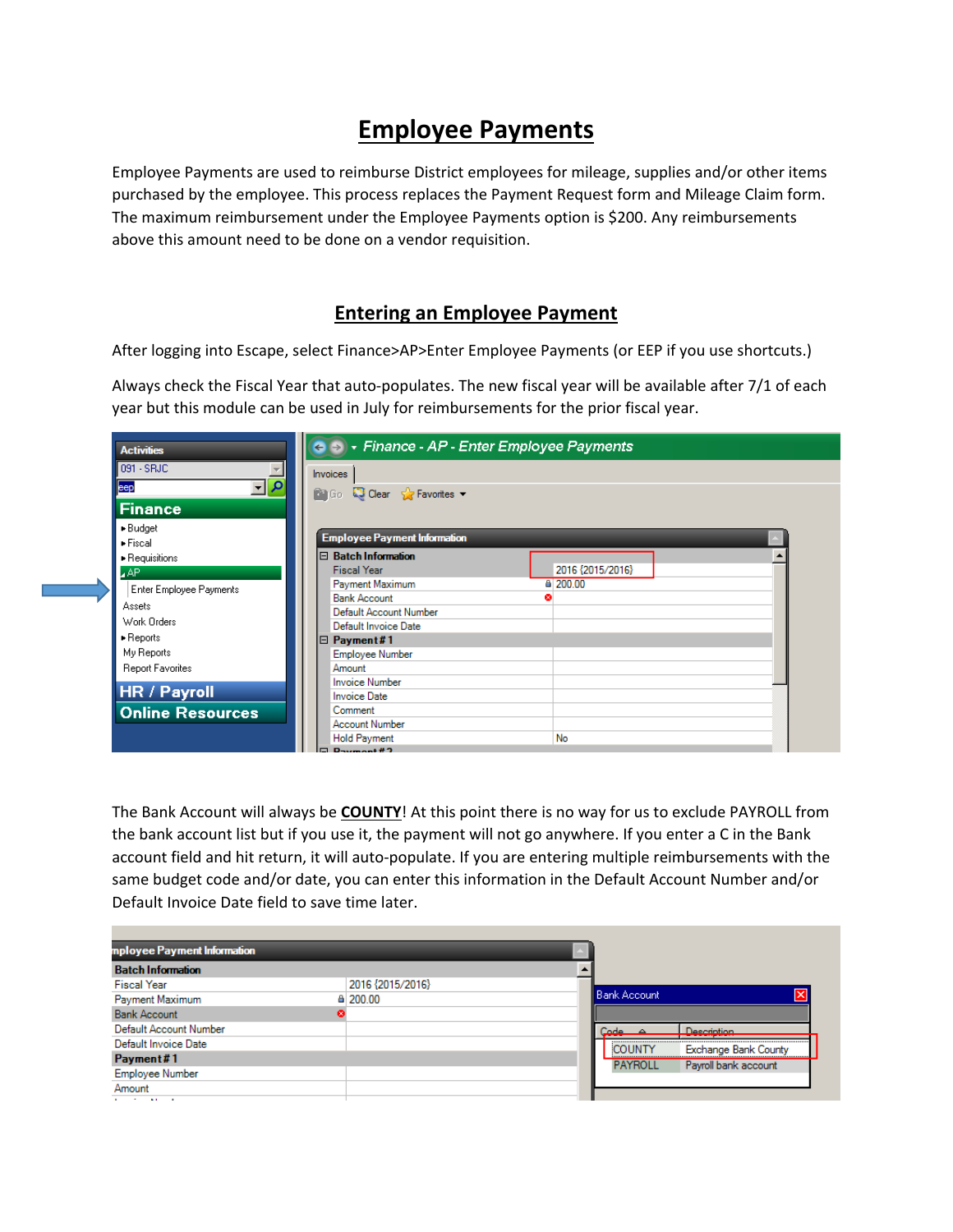# Employee Payments

Employee Payments are used to reimburse District employees for mileage, supplies and/or other items purchased by the employee. This process replaces the Payment Request form and Mileage Claim form. The maximum reimbursement under the Employee Payments option is $200. Any reimbursements above this amount need to be done on a vendor requisition.

## Entering an Employee Payment

After logging into Escape, select Finance>AP>Enter Employee Payments (or EEP if you use shortcuts.)

Always check the Fiscal Year that auto-populates. The new fiscal year will be available after 7/1 of each year but this module can be used in July for reimbursements for the prior fiscal year.

The Bank Account will always be **COUNTY**! At this point there is no way for us to exclude PAYROLL from the bank account list but if you use it, the payment will not go anywhere. If you enter a C in the Bank account field and hit return, it will auto-populate. If you are entering multiple reimbursements with the same budget code and/or date, you can enter this information in the Default Account Number and/or Default Invoice Date field to save time later.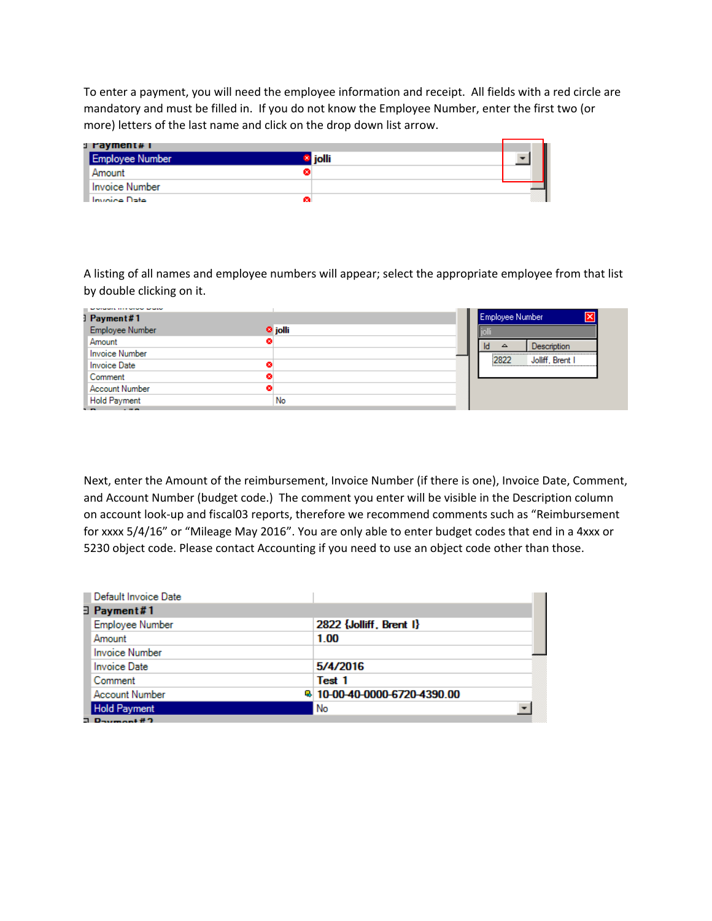To enter a payment, you will need the employee information and receipt. All fields with a red circle are mandatory and must be filled in. If you do not know the Employee Number, enter the first two (or more) letters of the last name and click on the drop down list arrow.

| Payment # 1 | |
|---|---|
| Employee Number | jolli |
| Amount | |
| Invoice Number | |
| Invoice Date | |

A listing of all names and employee numbers will appear; select the appropriate employee from that list by double clicking on it.

| Payment # 1 | |
|---|---|
| Employee Number | jolli |
| Amount | |
| Invoice Number | |
| Invoice Date | |
| Comment | |
| Account Number | |
| Hold Payment | No |

Employee Number

jolli

| Id | Description |
|---|---|
| 2822 | Jolliff, Brent I |

Next, enter the Amount of the reimbursement, Invoice Number (if there is one), Invoice Date, Comment, and Account Number (budget code.) The comment you enter will be visible in the Description column on account look-up and fiscal03 reports, therefore we recommend comments such as "Reimbursement for xxxx 5/4/16" or "Mileage May 2016". You are only able to enter budget codes that end in a 4xxx or 5230 object code. Please contact Accounting if you need to use an object code other than those.

| Default Invoice Date | |
|---|---|
| **Payment # 1** | |
| Employee Number | 2822 {Jolliff, Brent I} |
| Amount | 1.00 |
| Invoice Number | |
| Invoice Date | 5/4/2016 |
| Comment | Test 1 |
| Account Number | 10-00-40-0000-6720-4390.00 |
| Hold Payment | No |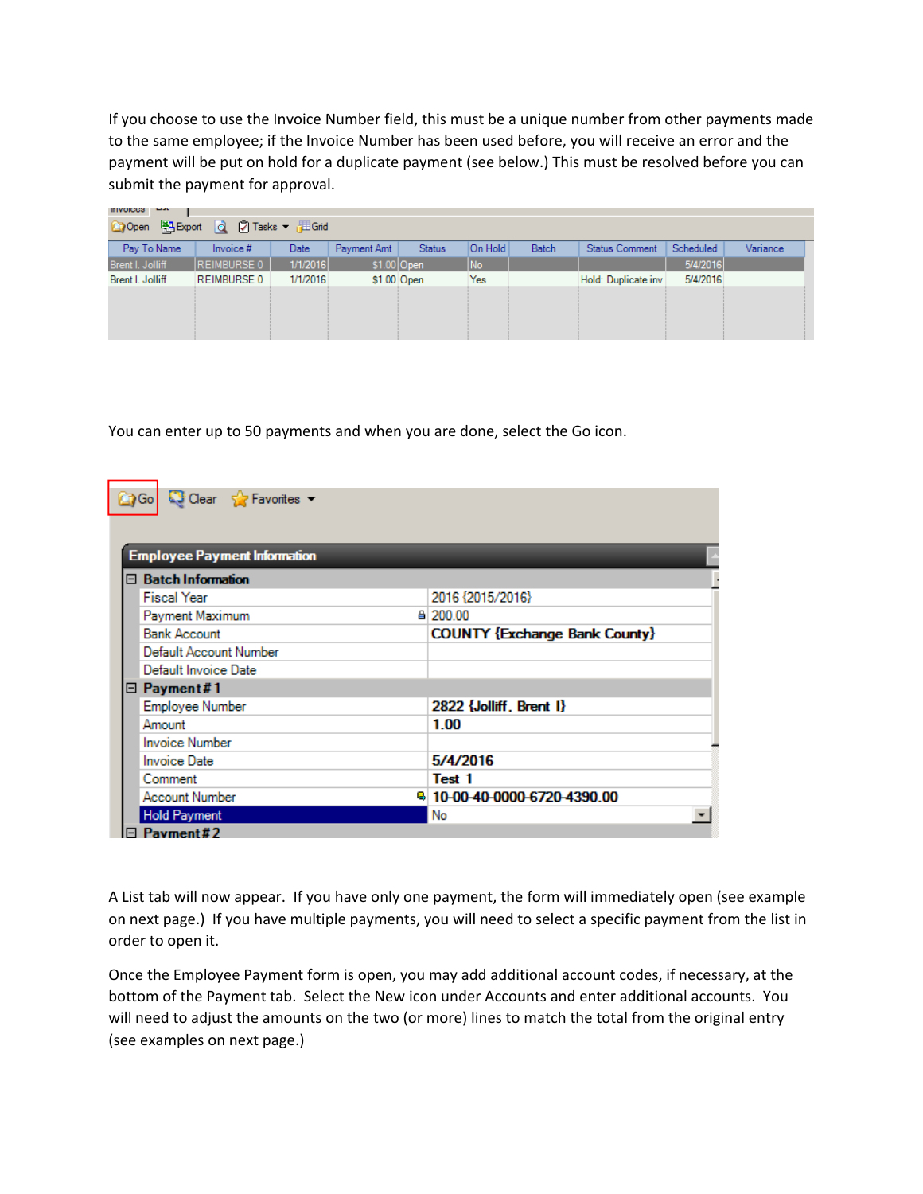If you choose to use the Invoice Number field, this must be a unique number from other payments made to the same employee; if the Invoice Number has been used before, you will receive an error and the payment will be put on hold for a duplicate payment (see below.) This must be resolved before you can submit the payment for approval.

| Pay To Name | Invoice # | Date | Payment Amt | Status | On Hold | Batch | Status Comment | Scheduled | Variance |
|---|---|---|---|---|---|---|---|---|---|
| Brent I. Jolliff | REIMBURSE 0 | 1/1/2016 | $1.00 | Open | No | | | 5/4/2016 | |
| Brent I. Jolliff | REIMBURSE 0 | 1/1/2016 | $1.00 | Open | Yes | | Hold: Duplicate inv | 5/4/2016 | |

You can enter up to 50 payments and when you are done, select the Go icon.

**Employee Payment Information**

| Field | Value |
|---|---|
| **Batch Information** | |
| Fiscal Year | 2016 {2015/2016} |
| Payment Maximum | 200.00 |
| Bank Account | COUNTY {Exchange Bank County} |
| Default Account Number | |
| Default Invoice Date | |
| **Payment # 1** | |
| Employee Number | 2822 {Jolliff, Brent I} |
| Amount | 1.00 |
| Invoice Number | |
| Invoice Date | 5/4/2016 |
| Comment | Test 1 |
| Account Number | 10-00-40-0000-6720-4390.00 |
| Hold Payment | No |
| **Payment # 2** | |

A List tab will now appear. If you have only one payment, the form will immediately open (see example on next page.) If you have multiple payments, you will need to select a specific payment from the list in order to open it.

Once the Employee Payment form is open, you may add additional account codes, if necessary, at the bottom of the Payment tab. Select the New icon under Accounts and enter additional accounts. You will need to adjust the amounts on the two (or more) lines to match the total from the original entry (see examples on next page.)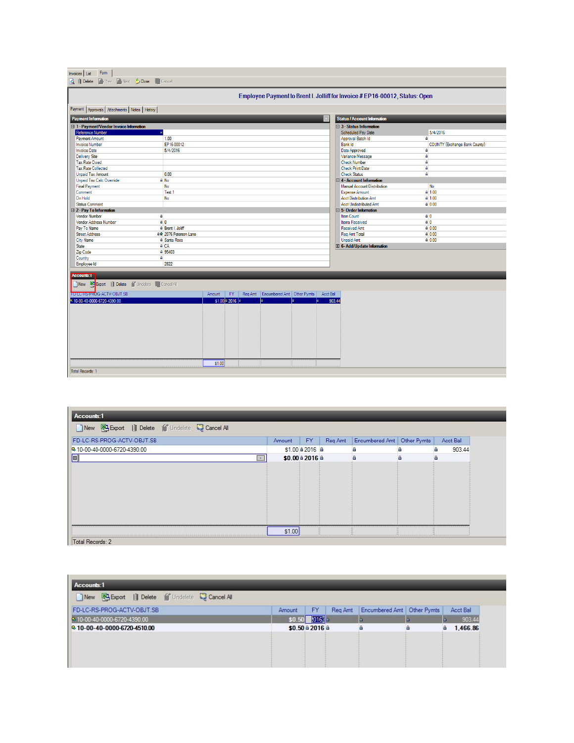Invoices | List | Form

Delete | Prev | Next | Close | Cancel

**Employee Payment to Brent I. Jolliff for Invoice # EP16-00012, Status: Open**

Payment | Approvals | Attachments | Notes | History

**Payment Information**

**1 - Payment/Vendor Invoice Information**

| Field | Value |
|---|---|
| Reference Number | |
| Payment Amount | 1.00 |
| Invoice Number | EP16-00012 |
| Invoice Date | 5/4/2016 |
| Delivery Site | |
| Tax Rate Owed | |
| Tax Rate Collected | |
| Unpaid Tax Amount | 0.00 |
| Unpaid Tax Calc Override | No |
| Final Payment | No |
| Comment | Test 1 |
| On Hold | No |
| Status Comment | |

**2 - Pay To Information**

| Field | Value |
|---|---|
| Vendor Number | |
| Vendor Address Number | 0 |
| Pay To Name | Brent I. Jolliff |
| Street Address | 2076 Peterson Lane |
| City Name | Santa Rosa |
| State | CA |
| Zip Code | 95403 |
| Country | |
| Employee Id | 2822 |

**Status / Account Information**

**3 - Status Information**

| Field | Value |
|---|---|
| Scheduled Pay Date | 5/4/2016 |
| Approval Batch Id | |
| Bank Id | COUNTY (Exchange Bank County) |
| Date Approved | |
| Variance Message | |
| Check Number | |
| Check Print Date | |
| Check Status | |

**4 - Account Information**

| Field | Value |
|---|---|
| Manual Account Distribution | No |
| Expense Amount | 1.00 |
| Acct Distribution Amt | 1.00 |
| Acct Undistributed Amt | 0.00 |

**5 - Order Information**

| Field | Value |
|---|---|
| Item Count | 0 |
| Items Received | 0 |
| Received Amt | 0.00 |
| Req Amt Total | 0.00 |
| Unpaid Amt | 0.00 |

**6 - Add/Update Information**

**Accounts:1**

New | Export | Delete | Undelete | Cancel All

| FD-LC-RS-PROG-ACTV-OBJT.SB | Amount | FY | Req Amt | Encumbered Amt | Other Pymts | Acct Bal |
|---|---|---|---|---|---|---|
| 10-00-40-0000-6720-4390.00 | $1.00 | 2016 | | | | 903.44 |
| | $1.00 | | | | | |

Total Records: 1

**Accounts:1**

New | Export | Delete | Undelete | Cancel All

| FD-LC-RS-PROG-ACTV-OBJT.SB | Amount | FY | Req Amt | Encumbered Amt | Other Pymts | Acct Bal |
|---|---|---|---|---|---|---|
| 10-00-40-0000-6720-4390.00 | $1.00 | 2016 | | | | 903.44 |
| | **$0.00** | **2016** | | | | |
| | $1.00 | | | | | |

Total Records: 2

**Accounts:1**

New | Export | Delete | Undelete | Cancel All

| FD-LC-RS-PROG-ACTV-OBJT.SB | Amount | FY | Req Amt | Encumbered Amt | Other Pymts | Acct Bal |
|---|---|---|---|---|---|---|
| 10-00-40-0000-6720-4390.00 | $0.50 | 2016 | | | | 903.44 |
| **10-00-40-0000-6720-4510.00** | **$0.50** | **2016** | | | | **1,466.86** |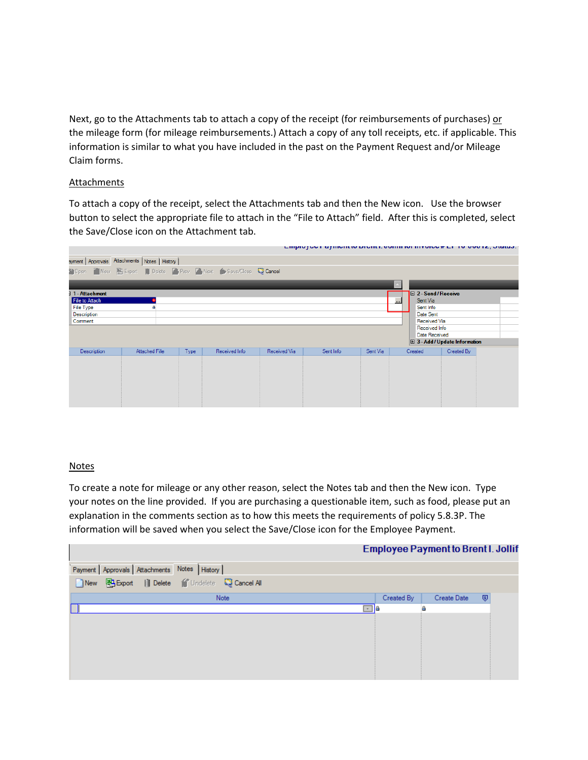Next, go to the Attachments tab to attach a copy of the receipt (for reimbursements of purchases) or the mileage form (for mileage reimbursements.) Attach a copy of any toll receipts, etc. if applicable. This information is similar to what you have included in the past on the Payment Request and/or Mileage Claim forms.

## Attachments

To attach a copy of the receipt, select the Attachments tab and then the New icon. Use the browser button to select the appropriate file to attach in the "File to Attach" field. After this is completed, select the Save/Close icon on the Attachment tab.

## Notes

To create a note for mileage or any other reason, select the Notes tab and then the New icon. Type your notes on the line provided. If you are purchasing a questionable item, such as food, please put an explanation in the comments section as to how this meets the requirements of policy 5.8.3P. The information will be saved when you select the Save/Close icon for the Employee Payment.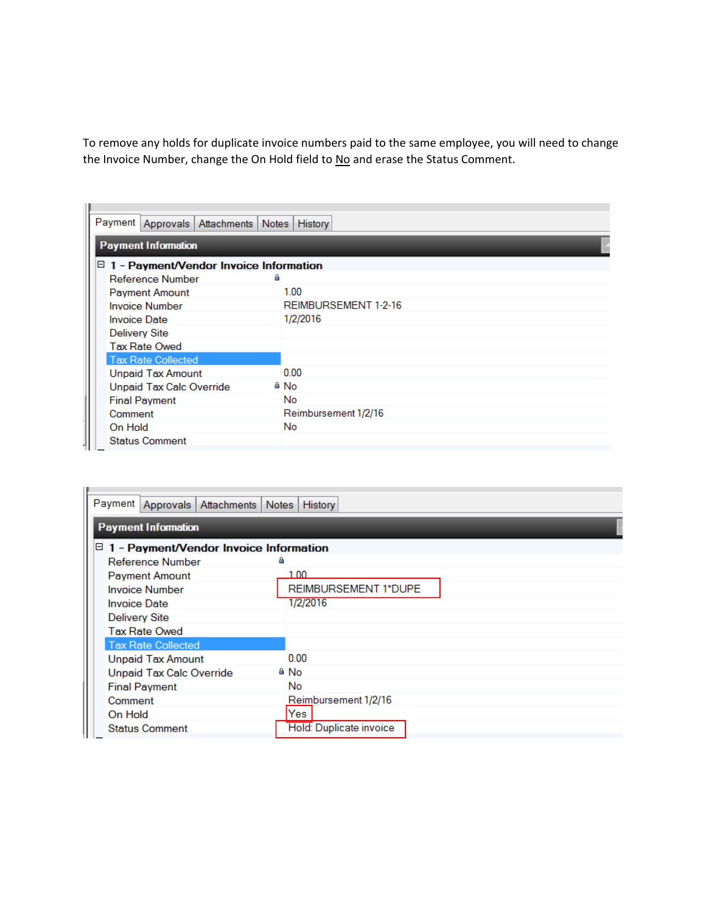To remove any holds for duplicate invoice numbers paid to the same employee, you will need to change the Invoice Number, change the On Hold field to No and erase the Status Comment.

Payment | Approvals | Attachments | Notes | History

**Payment Information**

**1 – Payment/Vendor Invoice Information**

| Field | Value |
|---|---|
| Reference Number | |
| Payment Amount | 1.00 |
| Invoice Number | REIMBURSEMENT 1-2-16 |
| Invoice Date | 1/2/2016 |
| Delivery Site | |
| Tax Rate Owed | |
| Tax Rate Collected | |
| Unpaid Tax Amount | 0.00 |
| Unpaid Tax Calc Override | No |
| Final Payment | No |
| Comment | Reimbursement 1/2/16 |
| On Hold | No |
| Status Comment | |

Payment | Approvals | Attachments | Notes | History

**Payment Information**

**1 – Payment/Vendor Invoice Information**

| Field | Value |
|---|---|
| Reference Number | |
| Payment Amount | 1.00 |
| Invoice Number | REIMBURSEMENT 1*DUPE |
| Invoice Date | 1/2/2016 |
| Delivery Site | |
| Tax Rate Owed | |
| Tax Rate Collected | |
| Unpaid Tax Amount | 0.00 |
| Unpaid Tax Calc Override | No |
| Final Payment | No |
| Comment | Reimbursement 1/2/16 |
| On Hold | Yes |
| Status Comment | Hold: Duplicate invoice |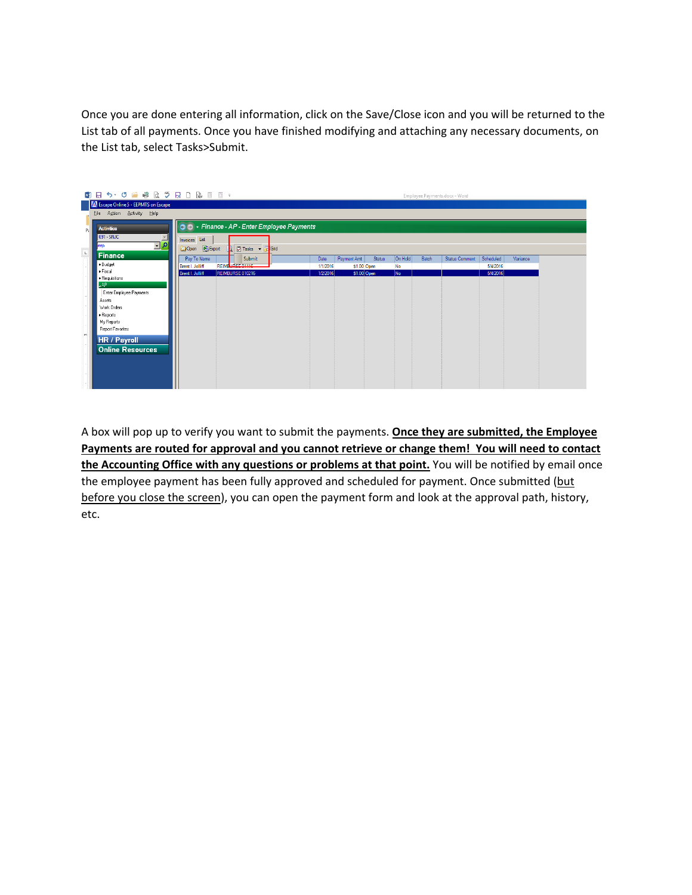Once you are done entering all information, click on the Save/Close icon and you will be returned to the List tab of all payments. Once you have finished modifying and attaching any necessary documents, on the List tab, select Tasks>Submit.

A box will pop up to verify you want to submit the payments. **Once they are submitted, the Employee Payments are routed for approval and you cannot retrieve or change them! You will need to contact the Accounting Office with any questions or problems at that point.** You will be notified by email once the employee payment has been fully approved and scheduled for payment. Once submitted (but before you close the screen), you can open the payment form and look at the approval path, history, etc.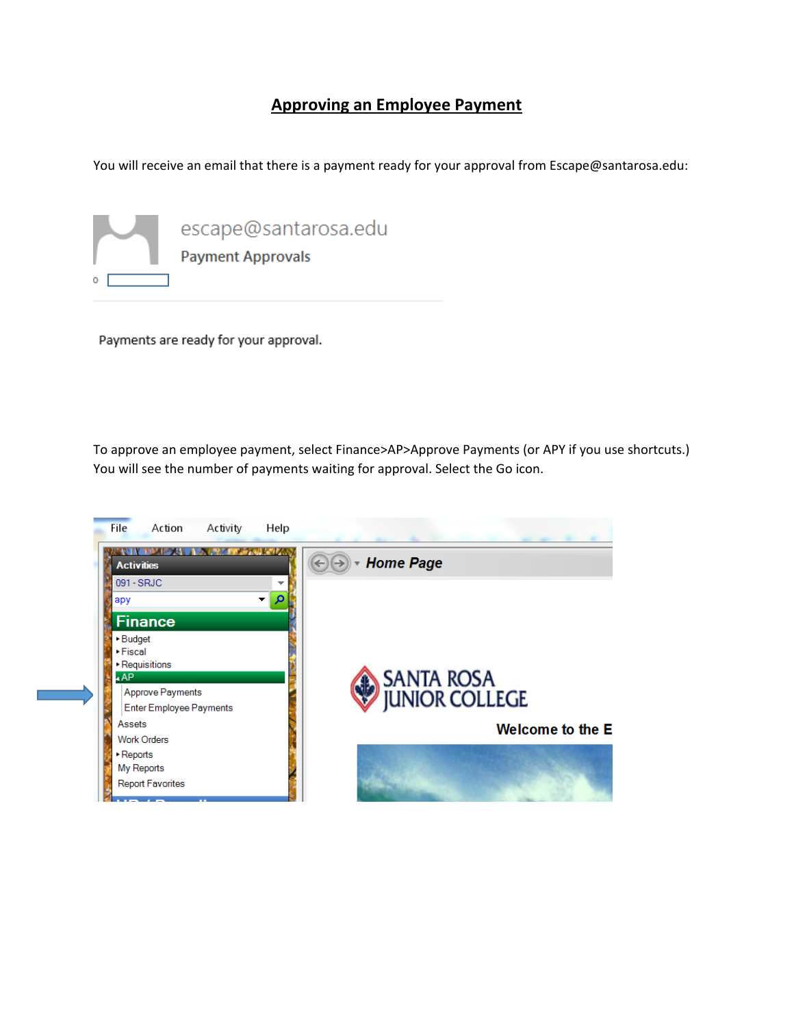# Approving an Employee Payment

You will receive an email that there is a payment ready for your approval from Escape@santarosa.edu:

escape@santarosa.edu

Payment Approvals

Payments are ready for your approval.

To approve an employee payment, select Finance>AP>Approve Payments (or APY if you use shortcuts.) You will see the number of payments waiting for approval. Select the Go icon.

File Action Activity Help

Activities

091 - SRJC

apy

Finance

- Budget
- Fiscal
- Requisitions
- AP
  - Approve Payments
  - Enter Employee Payments
- Assets
- Work Orders
- Reports
- My Reports
- Report Favorites

Home Page

SANTA ROSA JUNIOR COLLEGE

Welcome to the E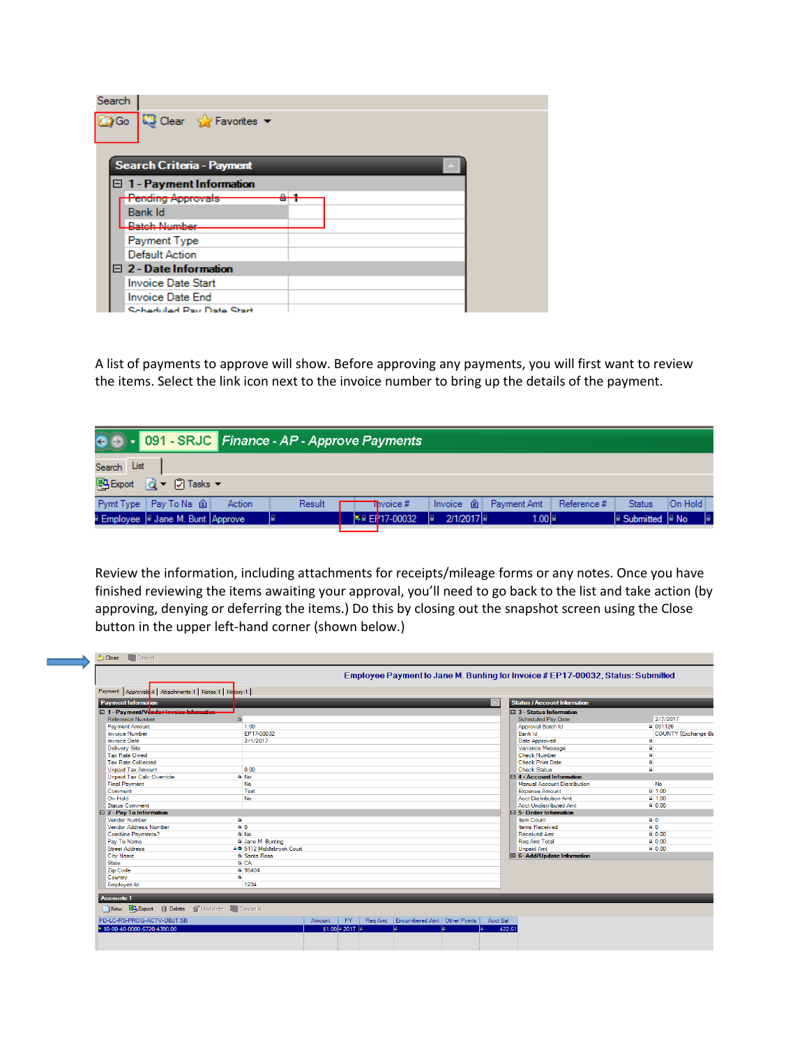A list of payments to approve will show. Before approving any payments, you will first want to review the items. Select the link icon next to the invoice number to bring up the details of the payment.

Review the information, including attachments for receipts/mileage forms or any notes. Once you have finished reviewing the items awaiting your approval, you'll need to go back to the list and take action (by approving, denying or deferring the items.) Do this by closing out the snapshot screen using the Close button in the upper left-hand corner (shown below.)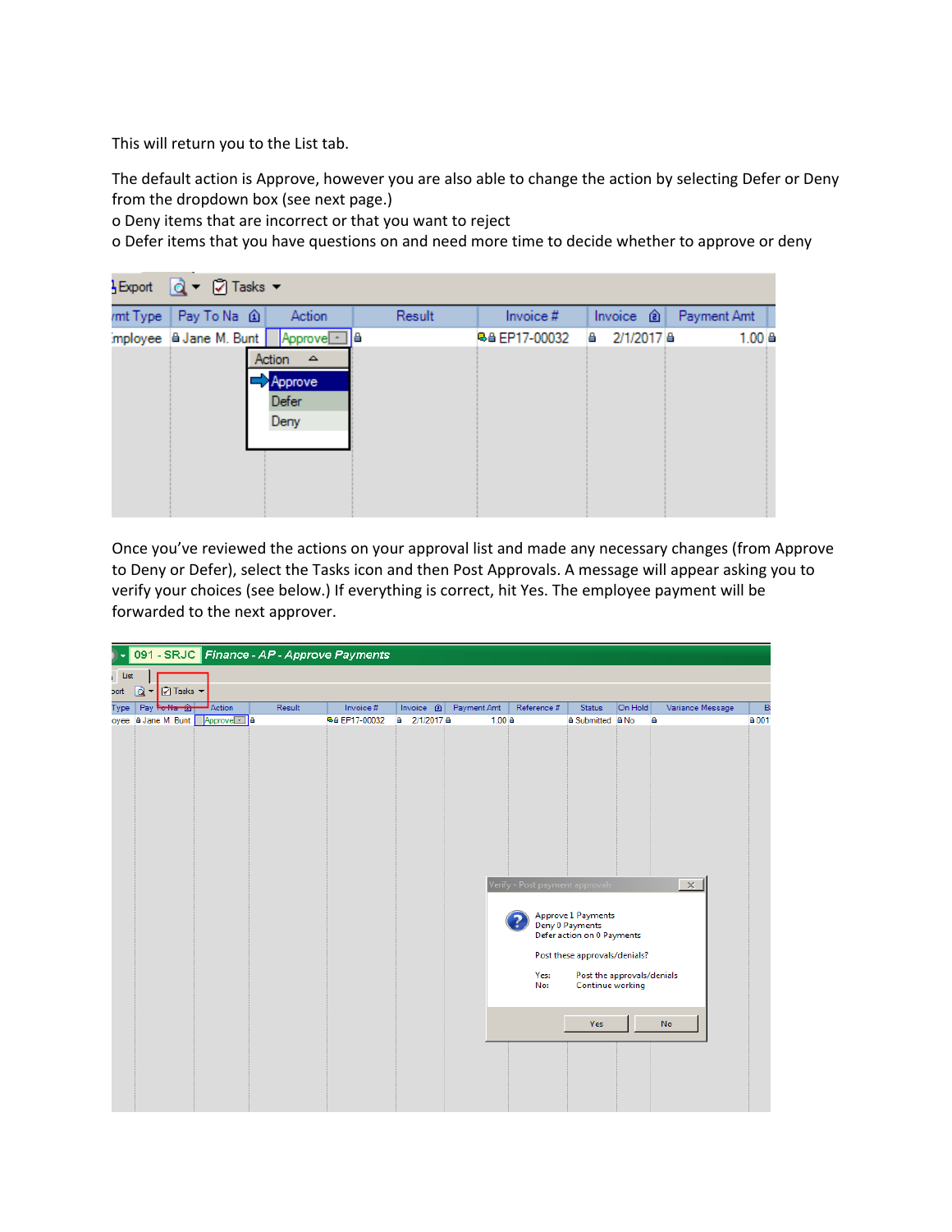This will return you to the List tab.

The default action is Approve, however you are also able to change the action by selecting Defer or Deny from the dropdown box (see next page.)

- Deny items that are incorrect or that you want to reject
- Defer items that you have questions on and need more time to decide whether to approve or deny

Once you've reviewed the actions on your approval list and made any necessary changes (from Approve to Deny or Defer), select the Tasks icon and then Post Approvals. A message will appear asking you to verify your choices (see below.) If everything is correct, hit Yes. The employee payment will be forwarded to the next approver.